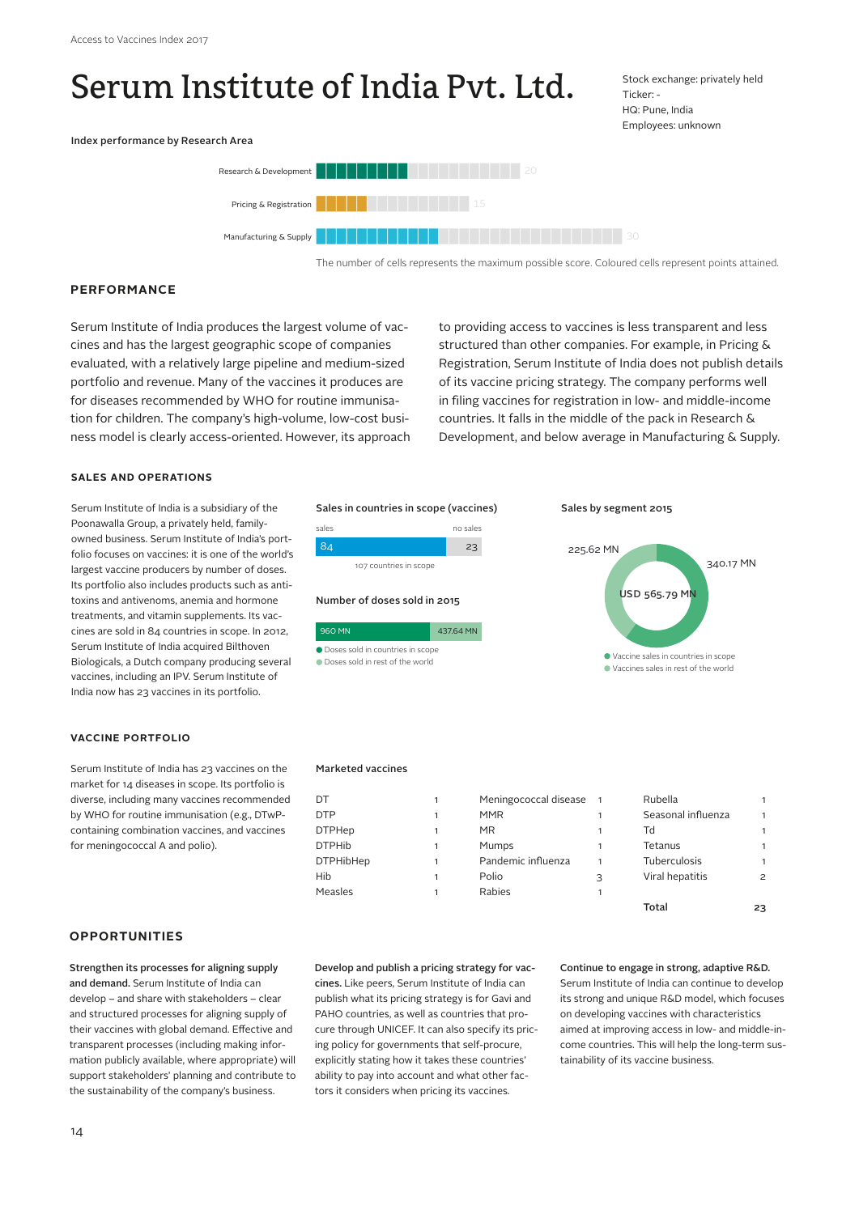# Serum Institute of India Pvt. Ltd.

Stock exchange: privately held
Ticker: -
HQ: Pune, India
Employees: unknown

**Index performance by Research Area**

| Research Area | Maximum possible score |
|---|---|
| Research & Development | 20 |
| Pricing & Registration | 15 |
| Manufacturing & Supply | 30 |

The number of cells represents the maximum possible score. Coloured cells represent points attained.

## PERFORMANCE

Serum Institute of India produces the largest volume of vaccines and has the largest geographic scope of companies evaluated, with a relatively large pipeline and medium-sized portfolio and revenue. Many of the vaccines it produces are for diseases recommended by WHO for routine immunisation for children. The company's high-volume, low-cost business model is clearly access-oriented. However, its approach to providing access to vaccines is less transparent and less structured than other companies. For example, in Pricing & Registration, Serum Institute of India does not publish details of its vaccine pricing strategy. The company performs well in filing vaccines for registration in low- and middle-income countries. It falls in the middle of the pack in Research & Development, and below average in Manufacturing & Supply.

### SALES AND OPERATIONS

Serum Institute of India is a subsidiary of the Poonawalla Group, a privately held, family-owned business. Serum Institute of India's portfolio focuses on vaccines: it is one of the world's largest vaccine producers by number of doses. Its portfolio also includes products such as antitoxins and antivenoms, anemia and hormone treatments, and vitamin supplements. Its vaccines are sold in 84 countries in scope. In 2012, Serum Institute of India acquired Bilthoven Biologicals, a Dutch company producing several vaccines, including an IPV. Serum Institute of India now has 23 vaccines in its portfolio.

**Sales in countries in scope (vaccines)**

| sales | no sales |
|---|---|
| 84 | 23 |

107 countries in scope

**Number of doses sold in 2015**

| Doses sold in countries in scope | Doses sold in rest of the world |
|---|---|
| 960 MN | 437.64 MN |

**Sales by segment 2015**

USD 565.79 MN

- Vaccine sales in countries in scope: 340.17 MN
- Vaccines sales in rest of the world: 225.62 MN

### VACCINE PORTFOLIO

Serum Institute of India has 23 vaccines on the market for 14 diseases in scope. Its portfolio is diverse, including many vaccines recommended by WHO for routine immunisation (e.g., DTwP-containing combination vaccines, and vaccines for meningococcal A and polio).

**Marketed vaccines**

| Vaccine | No. | Vaccine | No. | Vaccine | No. |
|---|---|---|---|---|---|
| DT | 1 | Meningococcal disease | 1 | Rubella | 1 |
| DTP | 1 | MMR | 1 | Seasonal influenza | 1 |
| DTPHep | 1 | MR | 1 | Td | 1 |
| DTPHib | 1 | Mumps | 1 | Tetanus | 1 |
| DTPHibHep | 1 | Pandemic influenza | 1 | Tuberculosis | 1 |
| Hib | 1 | Polio | 3 | Viral hepatitis | 2 |
| Measles | 1 | Rabies | 1 | | |
| | | | | **Total** | **23** |

## OPPORTUNITIES

**Strengthen its processes for aligning supply and demand.** Serum Institute of India can develop – and share with stakeholders – clear and structured processes for aligning supply of their vaccines with global demand. Effective and transparent processes (including making information publicly available, where appropriate) will support stakeholders' planning and contribute to the sustainability of the company's business.

**Develop and publish a pricing strategy for vaccines.** Like peers, Serum Institute of India can publish what its pricing strategy is for Gavi and PAHO countries, as well as countries that procure through UNICEF. It can also specify its pricing policy for governments that self-procure, explicitly stating how it takes these countries' ability to pay into account and what other factors it considers when pricing its vaccines.

**Continue to engage in strong, adaptive R&D.** Serum Institute of India can continue to develop its strong and unique R&D model, which focuses on developing vaccines with characteristics aimed at improving access in low- and middle-income countries. This will help the long-term sustainability of its vaccine business.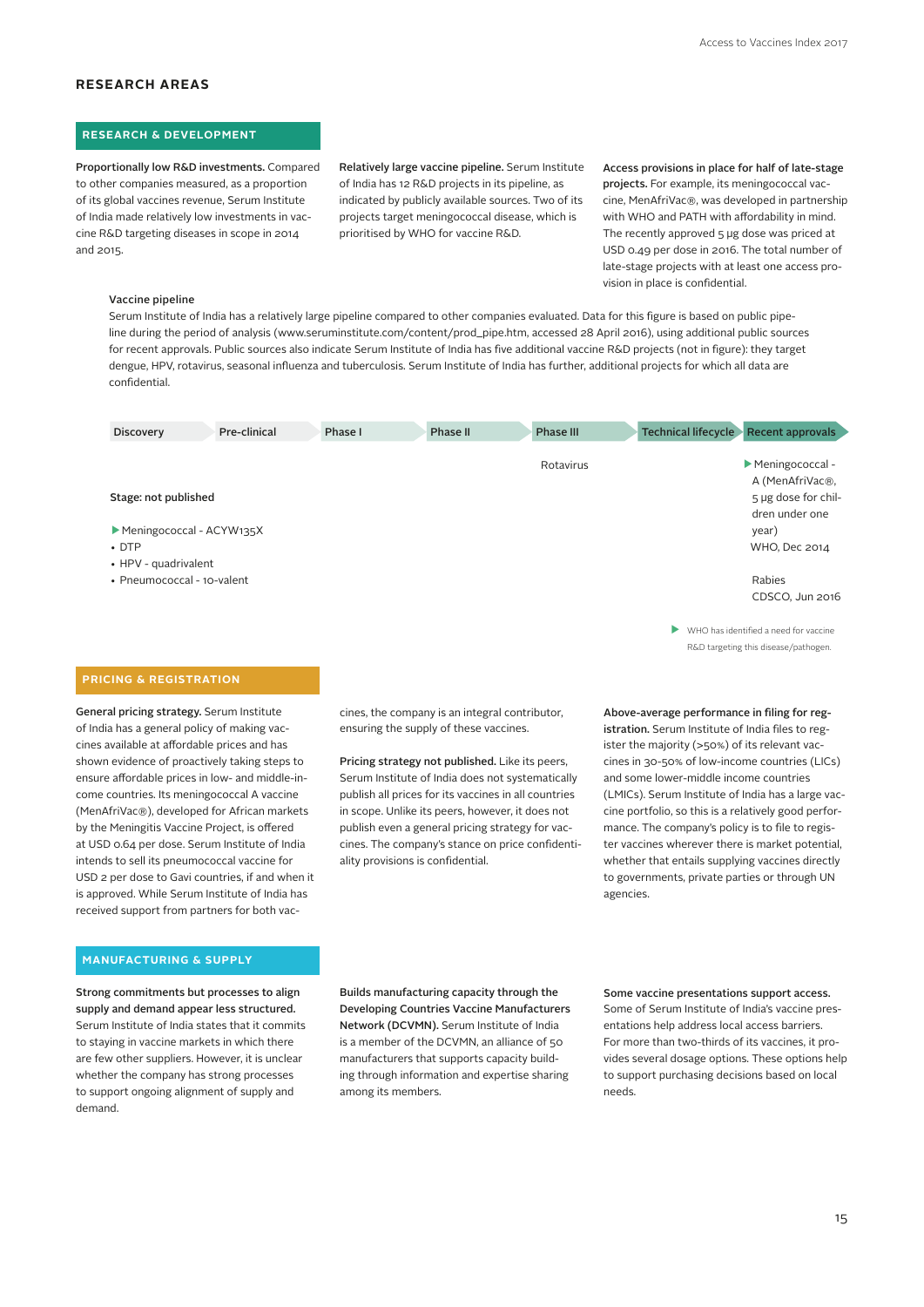## RESEARCH AREAS

### RESEARCH & DEVELOPMENT

**Proportionally low R&D investments.** Compared to other companies measured, as a proportion of its global vaccines revenue, Serum Institute of India made relatively low investments in vaccine R&D targeting diseases in scope in 2014 and 2015.

**Relatively large vaccine pipeline.** Serum Institute of India has 12 R&D projects in its pipeline, as indicated by publicly available sources. Two of its projects target meningococcal disease, which is prioritised by WHO for vaccine R&D.

**Access provisions in place for half of late-stage projects.** For example, its meningococcal vaccine, MenAfriVac®, was developed in partnership with WHO and PATH with affordability in mind. The recently approved 5 µg dose was priced at USD 0.49 per dose in 2016. The total number of late-stage projects with at least one access provision in place is confidential.

**Vaccine pipeline**

Serum Institute of India has a relatively large pipeline compared to other companies evaluated. Data for this figure is based on public pipeline during the period of analysis (www.seruminstitute.com/content/prod_pipe.htm, accessed 28 April 2016), using additional public sources for recent approvals. Public sources also indicate Serum Institute of India has five additional vaccine R&D projects (not in figure): they target dengue, HPV, rotavirus, seasonal influenza and tuberculosis. Serum Institute of India has further, additional projects for which all data are confidential.

Discovery | Pre-clinical | Phase I | Phase II | Phase III | Technical lifecycle | Recent approvals

Phase III: Rotavirus

Recent approvals:
- ▶ Meningococcal - A (MenAfriVac®, 5 µg dose for children under one year) WHO, Dec 2014
- Rabies CDSCO, Jun 2016

Stage: not published
- ▶ Meningococcal - ACYW135X
- DTP
- HPV - quadrivalent
- Pneumococcal - 10-valent

▶ WHO has identified a need for vaccine R&D targeting this disease/pathogen.

### PRICING & REGISTRATION

**General pricing strategy.** Serum Institute of India has a general policy of making vaccines available at affordable prices and has shown evidence of proactively taking steps to ensure affordable prices in low- and middle-income countries. Its meningococcal A vaccine (MenAfriVac®), developed for African markets by the Meningitis Vaccine Project, is offered at USD 0.64 per dose. Serum Institute of India intends to sell its pneumococcal vaccine for USD 2 per dose to Gavi countries, if and when it is approved. While Serum Institute of India has received support from partners for both vaccines, the company is an integral contributor, ensuring the supply of these vaccines.

**Pricing strategy not published.** Like its peers, Serum Institute of India does not systematically publish all prices for its vaccines in all countries in scope. Unlike its peers, however, it does not publish even a general pricing strategy for vaccines. The company's stance on price confidentiality provisions is confidential.

**Above-average performance in filing for registration.** Serum Institute of India files to register the majority (>50%) of its relevant vaccines in 30-50% of low-income countries (LICs) and some lower-middle income countries (LMICs). Serum Institute of India has a large vaccine portfolio, so this is a relatively good performance. The company's policy is to file to register vaccines wherever there is market potential, whether that entails supplying vaccines directly to governments, private parties or through UN agencies.

### MANUFACTURING & SUPPLY

**Strong commitments but processes to align supply and demand appear less structured.** Serum Institute of India states that it commits to staying in vaccine markets in which there are few other suppliers. However, it is unclear whether the company has strong processes to support ongoing alignment of supply and demand.

**Builds manufacturing capacity through the Developing Countries Vaccine Manufacturers Network (DCVMN).** Serum Institute of India is a member of the DCVMN, an alliance of 50 manufacturers that supports capacity building through information and expertise sharing among its members.

**Some vaccine presentations support access.** Some of Serum Institute of India's vaccine presentations help address local access barriers. For more than two-thirds of its vaccines, it provides several dosage options. These options help to support purchasing decisions based on local needs.